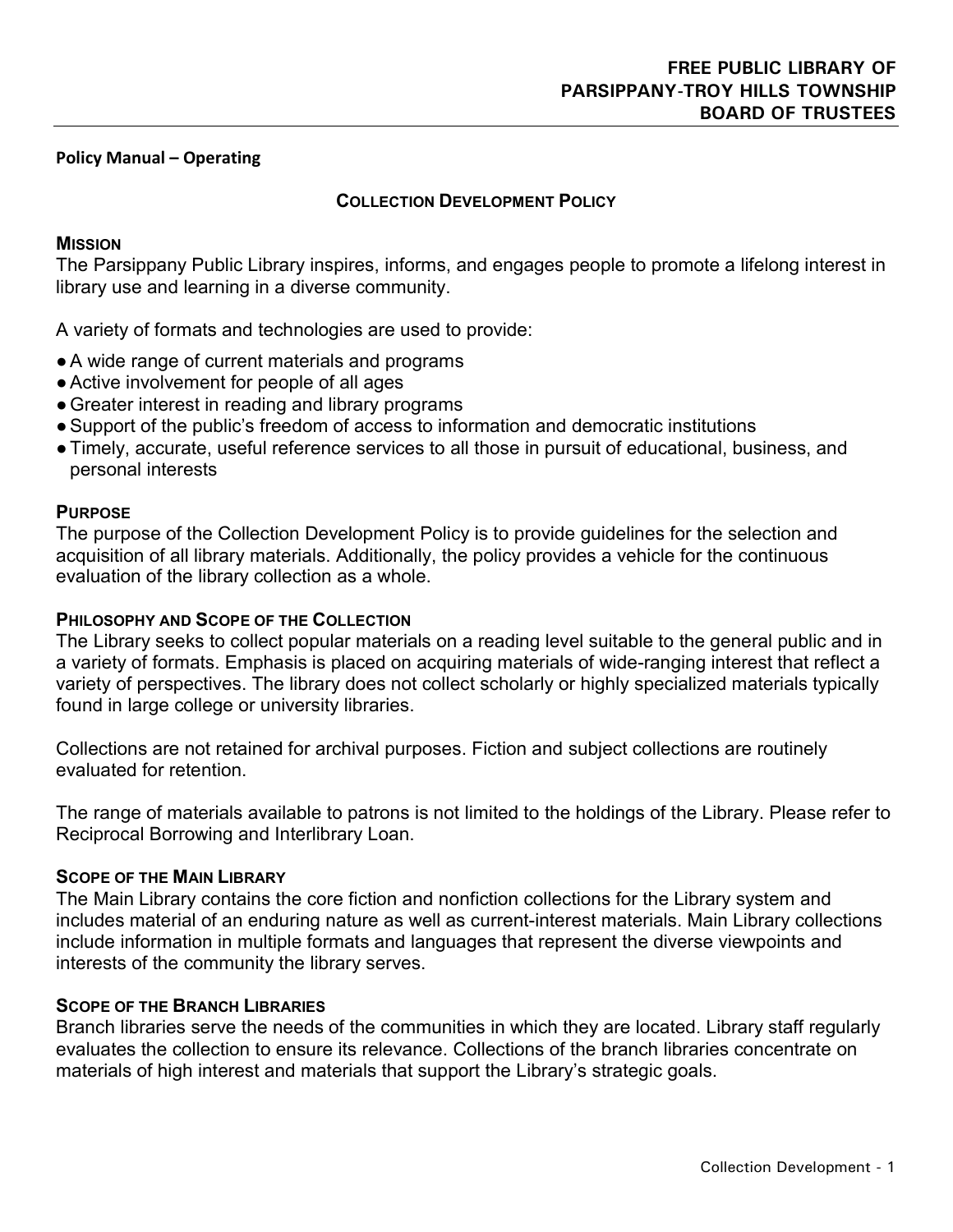**FREE PUBLIC LIBRARY OF PARSIPPANY-TROY HILLS TOWNSHIP BOARD OF TRUSTEES**

**Policy Manual – Operating**

# COLLECTION DEVELOPMENT POLICY

## MISSION

The Parsippany Public Library inspires, informs, and engages people to promote a lifelong interest in library use and learning in a diverse community.

A variety of formats and technologies are used to provide:

- A wide range of current materials and programs
- Active involvement for people of all ages
- Greater interest in reading and library programs
- Support of the public's freedom of access to information and democratic institutions
- Timely, accurate, useful reference services to all those in pursuit of educational, business, and personal interests

## PURPOSE

The purpose of the Collection Development Policy is to provide guidelines for the selection and acquisition of all library materials. Additionally, the policy provides a vehicle for the continuous evaluation of the library collection as a whole.

## PHILOSOPHY AND SCOPE OF THE COLLECTION

The Library seeks to collect popular materials on a reading level suitable to the general public and in a variety of formats. Emphasis is placed on acquiring materials of wide-ranging interest that reflect a variety of perspectives. The library does not collect scholarly or highly specialized materials typically found in large college or university libraries.

Collections are not retained for archival purposes. Fiction and subject collections are routinely evaluated for retention.

The range of materials available to patrons is not limited to the holdings of the Library. Please refer to Reciprocal Borrowing and Interlibrary Loan.

## SCOPE OF THE MAIN LIBRARY

The Main Library contains the core fiction and nonfiction collections for the Library system and includes material of an enduring nature as well as current-interest materials. Main Library collections include information in multiple formats and languages that represent the diverse viewpoints and interests of the community the library serves.

## SCOPE OF THE BRANCH LIBRARIES

Branch libraries serve the needs of the communities in which they are located. Library staff regularly evaluates the collection to ensure its relevance. Collections of the branch libraries concentrate on materials of high interest and materials that support the Library's strategic goals.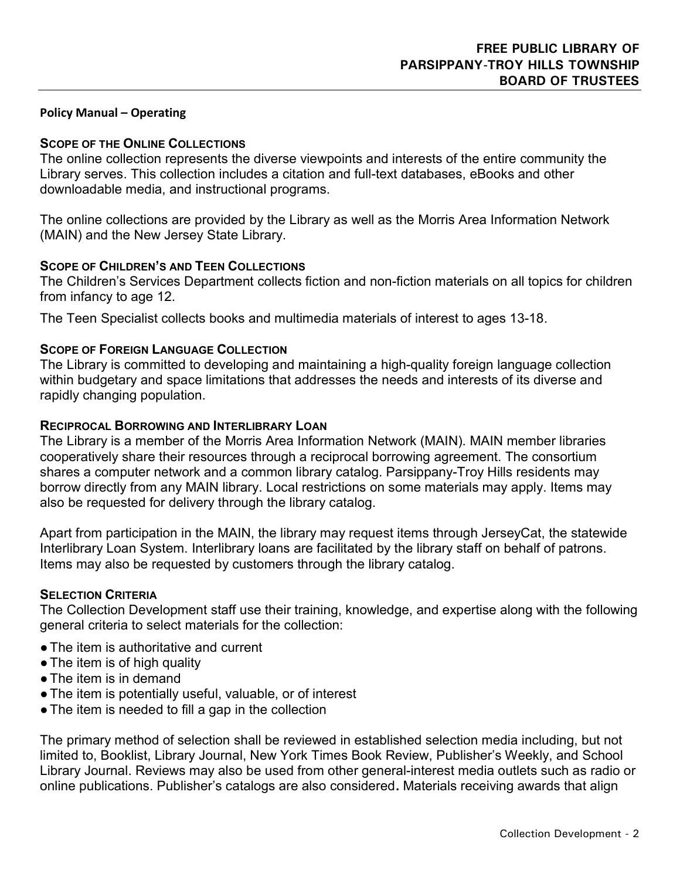**Policy Manual – Operating**

### Scope of the Online Collections

The online collection represents the diverse viewpoints and interests of the entire community the Library serves. This collection includes a citation and full-text databases, eBooks and other downloadable media, and instructional programs.

The online collections are provided by the Library as well as the Morris Area Information Network (MAIN) and the New Jersey State Library.

### Scope of Children's and Teen Collections

The Children's Services Department collects fiction and non-fiction materials on all topics for children from infancy to age 12.

The Teen Specialist collects books and multimedia materials of interest to ages 13-18.

### Scope of Foreign Language Collection

The Library is committed to developing and maintaining a high-quality foreign language collection within budgetary and space limitations that addresses the needs and interests of its diverse and rapidly changing population.

### Reciprocal Borrowing and Interlibrary Loan

The Library is a member of the Morris Area Information Network (MAIN). MAIN member libraries cooperatively share their resources through a reciprocal borrowing agreement. The consortium shares a computer network and a common library catalog. Parsippany-Troy Hills residents may borrow directly from any MAIN library. Local restrictions on some materials may apply. Items may also be requested for delivery through the library catalog.

Apart from participation in the MAIN, the library may request items through JerseyCat, the statewide Interlibrary Loan System. Interlibrary loans are facilitated by the library staff on behalf of patrons. Items may also be requested by customers through the library catalog.

### Selection Criteria

The Collection Development staff use their training, knowledge, and expertise along with the following general criteria to select materials for the collection:

- The item is authoritative and current
- The item is of high quality
- The item is in demand
- The item is potentially useful, valuable, or of interest
- The item is needed to fill a gap in the collection

The primary method of selection shall be reviewed in established selection media including, but not limited to, Booklist, Library Journal, New York Times Book Review, Publisher's Weekly, and School Library Journal. Reviews may also be used from other general-interest media outlets such as radio or online publications. Publisher's catalogs are also considered**.** Materials receiving awards that align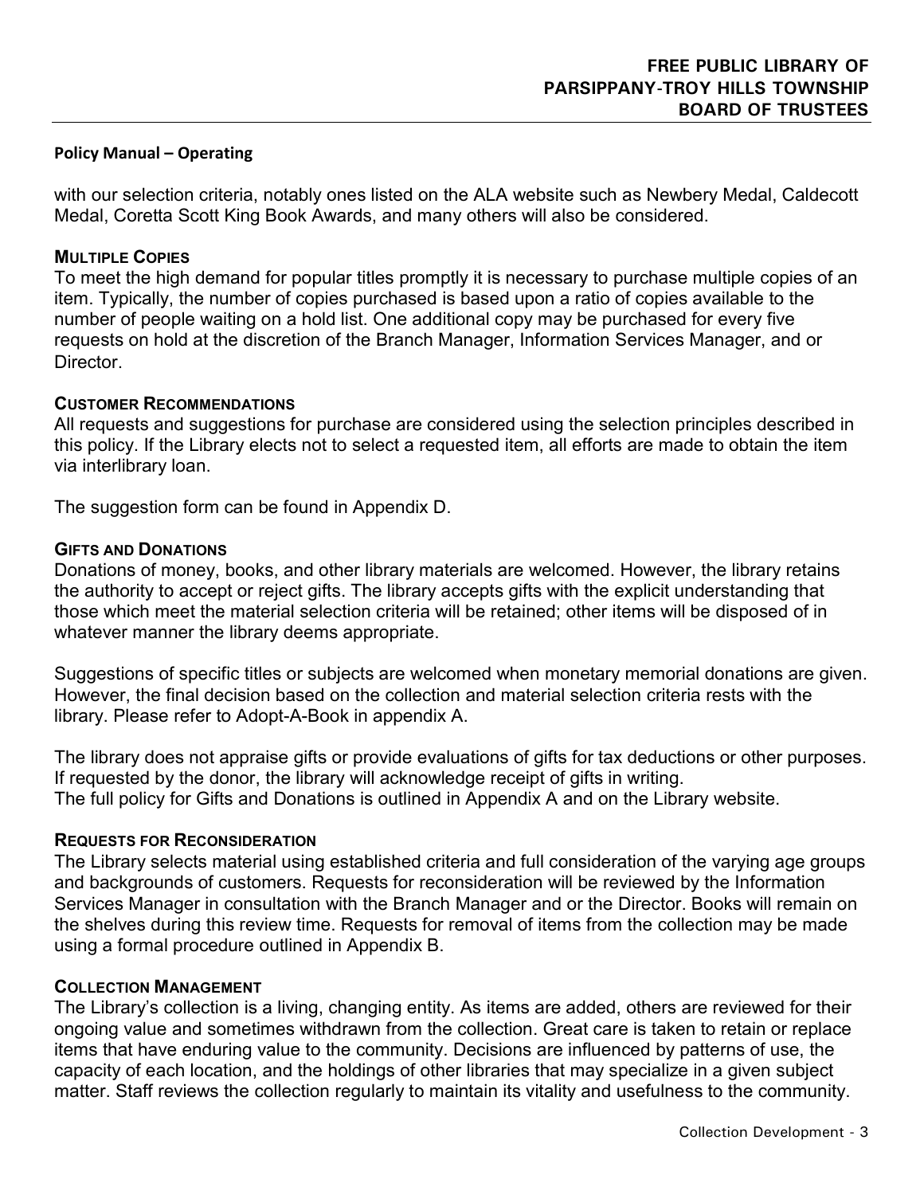with our selection criteria, notably ones listed on the ALA website such as Newbery Medal, Caldecott Medal, Coretta Scott King Book Awards, and many others will also be considered.

### MULTIPLE COPIES

To meet the high demand for popular titles promptly it is necessary to purchase multiple copies of an item. Typically, the number of copies purchased is based upon a ratio of copies available to the number of people waiting on a hold list. One additional copy may be purchased for every five requests on hold at the discretion of the Branch Manager, Information Services Manager, and or Director.

### CUSTOMER RECOMMENDATIONS

All requests and suggestions for purchase are considered using the selection principles described in this policy. If the Library elects not to select a requested item, all efforts are made to obtain the item via interlibrary loan.

The suggestion form can be found in Appendix D.

### GIFTS AND DONATIONS

Donations of money, books, and other library materials are welcomed. However, the library retains the authority to accept or reject gifts. The library accepts gifts with the explicit understanding that those which meet the material selection criteria will be retained; other items will be disposed of in whatever manner the library deems appropriate.

Suggestions of specific titles or subjects are welcomed when monetary memorial donations are given. However, the final decision based on the collection and material selection criteria rests with the library. Please refer to Adopt-A-Book in appendix A.

The library does not appraise gifts or provide evaluations of gifts for tax deductions or other purposes. If requested by the donor, the library will acknowledge receipt of gifts in writing.
The full policy for Gifts and Donations is outlined in Appendix A and on the Library website.

### REQUESTS FOR RECONSIDERATION

The Library selects material using established criteria and full consideration of the varying age groups and backgrounds of customers. Requests for reconsideration will be reviewed by the Information Services Manager in consultation with the Branch Manager and or the Director. Books will remain on the shelves during this review time. Requests for removal of items from the collection may be made using a formal procedure outlined in Appendix B.

### COLLECTION MANAGEMENT

The Library's collection is a living, changing entity. As items are added, others are reviewed for their ongoing value and sometimes withdrawn from the collection. Great care is taken to retain or replace items that have enduring value to the community. Decisions are influenced by patterns of use, the capacity of each location, and the holdings of other libraries that may specialize in a given subject matter. Staff reviews the collection regularly to maintain its vitality and usefulness to the community.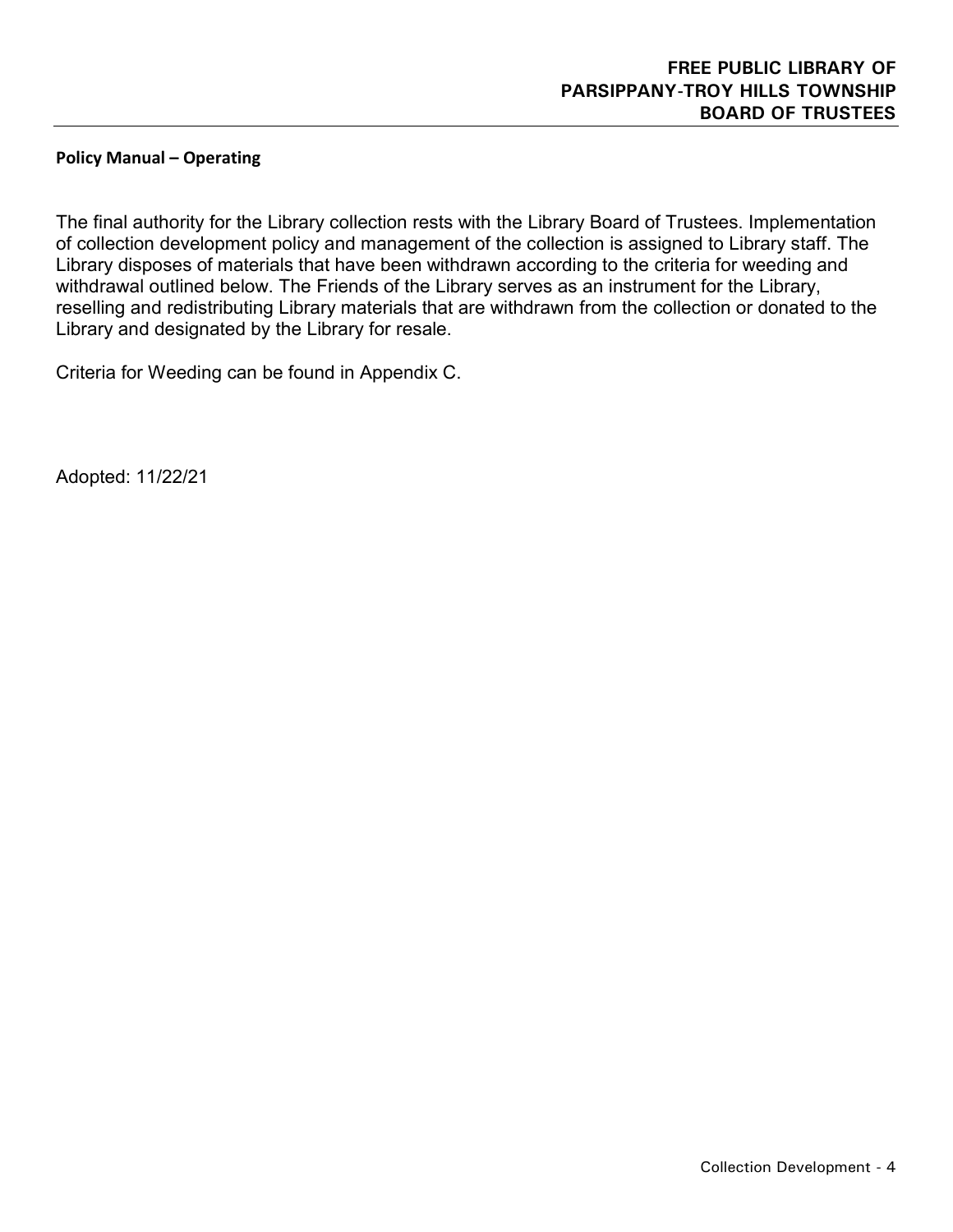**Policy Manual – Operating**

The final authority for the Library collection rests with the Library Board of Trustees. Implementation of collection development policy and management of the collection is assigned to Library staff. The Library disposes of materials that have been withdrawn according to the criteria for weeding and withdrawal outlined below. The Friends of the Library serves as an instrument for the Library, reselling and redistributing Library materials that are withdrawn from the collection or donated to the Library and designated by the Library for resale.

Criteria for Weeding can be found in Appendix C.

Adopted: 11/22/21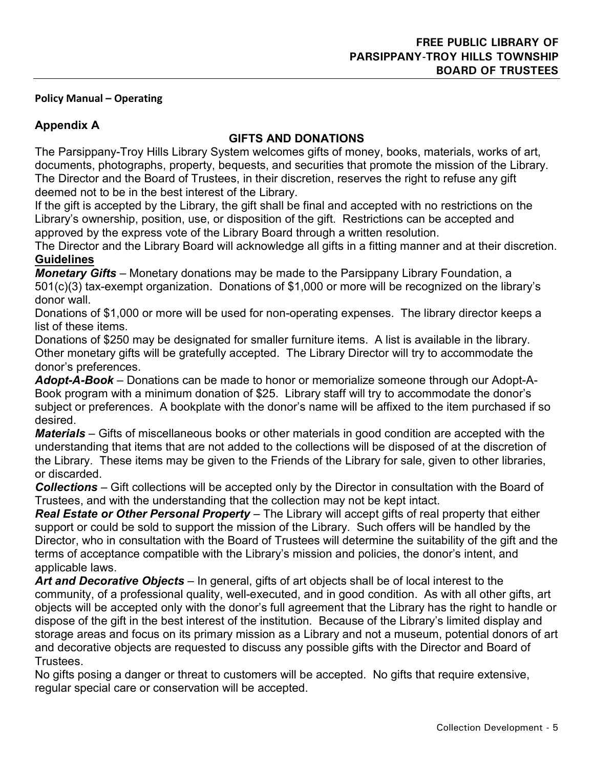**Policy Manual – Operating**

## Appendix A

### GIFTS AND DONATIONS

The Parsippany-Troy Hills Library System welcomes gifts of money, books, materials, works of art, documents, photographs, property, bequests, and securities that promote the mission of the Library. The Director and the Board of Trustees, in their discretion, reserves the right to refuse any gift deemed not to be in the best interest of the Library.

If the gift is accepted by the Library, the gift shall be final and accepted with no restrictions on the Library's ownership, position, use, or disposition of the gift. Restrictions can be accepted and approved by the express vote of the Library Board through a written resolution.

The Director and the Library Board will acknowledge all gifts in a fitting manner and at their discretion.

**Guidelines**

***Monetary Gifts*** – Monetary donations may be made to the Parsippany Library Foundation, a 501(c)(3) tax-exempt organization. Donations of $1,000 or more will be recognized on the library's donor wall.

Donations of $1,000 or more will be used for non-operating expenses. The library director keeps a list of these items.

Donations of $250 may be designated for smaller furniture items. A list is available in the library. Other monetary gifts will be gratefully accepted. The Library Director will try to accommodate the donor's preferences.

***Adopt-A-Book*** – Donations can be made to honor or memorialize someone through our Adopt-A-Book program with a minimum donation of $25. Library staff will try to accommodate the donor's subject or preferences. A bookplate with the donor's name will be affixed to the item purchased if so desired.

***Materials*** – Gifts of miscellaneous books or other materials in good condition are accepted with the understanding that items that are not added to the collections will be disposed of at the discretion of the Library. These items may be given to the Friends of the Library for sale, given to other libraries, or discarded.

***Collections*** – Gift collections will be accepted only by the Director in consultation with the Board of Trustees, and with the understanding that the collection may not be kept intact.

***Real Estate or Other Personal Property*** – The Library will accept gifts of real property that either support or could be sold to support the mission of the Library. Such offers will be handled by the Director, who in consultation with the Board of Trustees will determine the suitability of the gift and the terms of acceptance compatible with the Library's mission and policies, the donor's intent, and applicable laws.

***Art and Decorative Objects*** – In general, gifts of art objects shall be of local interest to the community, of a professional quality, well-executed, and in good condition. As with all other gifts, art objects will be accepted only with the donor's full agreement that the Library has the right to handle or dispose of the gift in the best interest of the institution. Because of the Library's limited display and storage areas and focus on its primary mission as a Library and not a museum, potential donors of art and decorative objects are requested to discuss any possible gifts with the Director and Board of Trustees.

No gifts posing a danger or threat to customers will be accepted. No gifts that require extensive, regular special care or conservation will be accepted.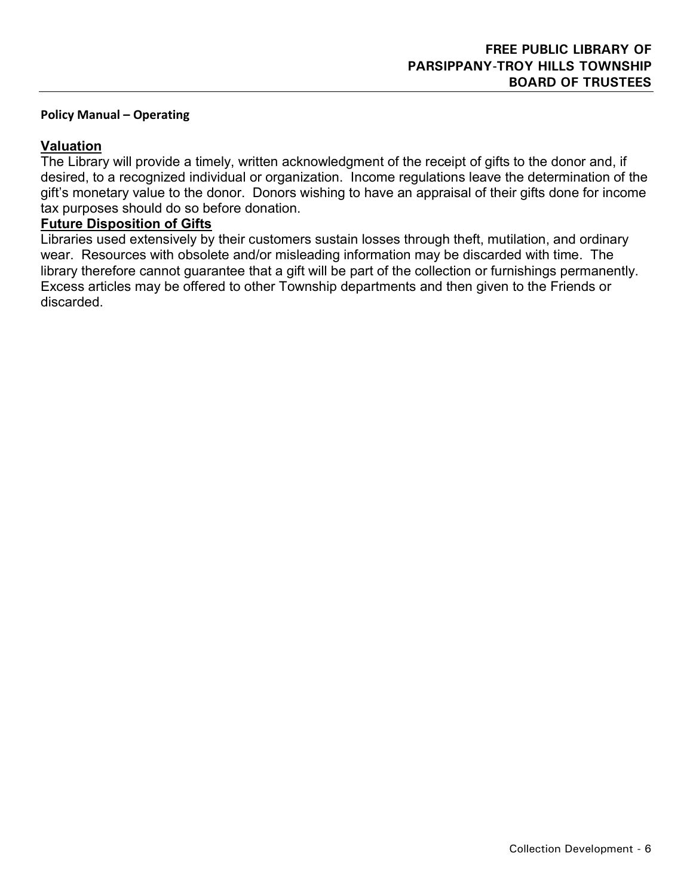## Valuation

The Library will provide a timely, written acknowledgment of the receipt of gifts to the donor and, if desired, to a recognized individual or organization. Income regulations leave the determination of the gift's monetary value to the donor. Donors wishing to have an appraisal of their gifts done for income tax purposes should do so before donation.

## Future Disposition of Gifts

Libraries used extensively by their customers sustain losses through theft, mutilation, and ordinary wear. Resources with obsolete and/or misleading information may be discarded with time. The library therefore cannot guarantee that a gift will be part of the collection or furnishings permanently. Excess articles may be offered to other Township departments and then given to the Friends or discarded.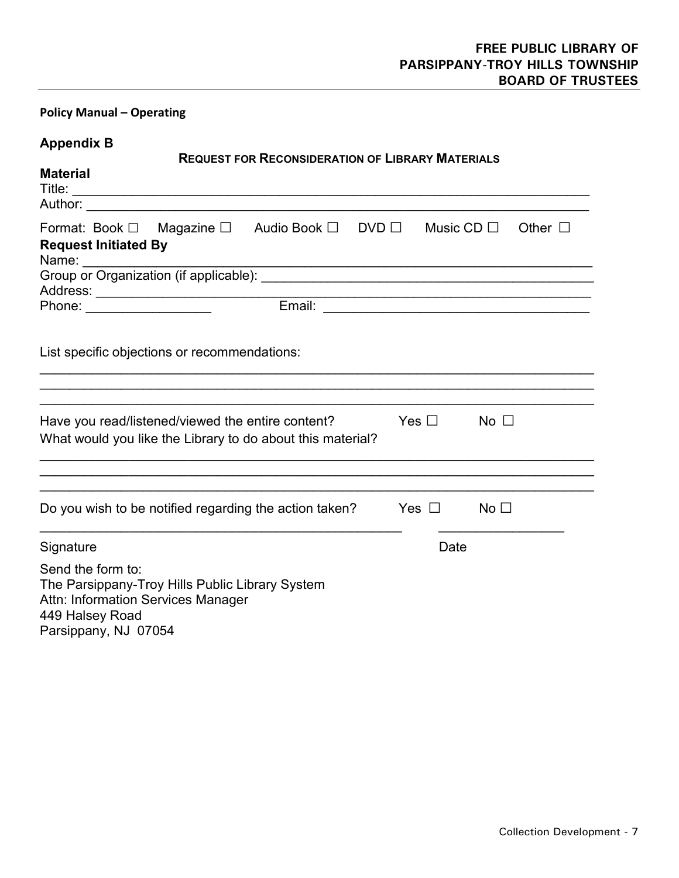**FREE PUBLIC LIBRARY OF PARSIPPANY-TROY HILLS TOWNSHIP BOARD OF TRUSTEES**

**Policy Manual – Operating**

## Appendix B

### REQUEST FOR RECONSIDERATION OF LIBRARY MATERIALS

**Material**

Title: ____________________________________________________________________

Author: __________________________________________________________________

Format: Book ☐ Magazine ☐ Audio Book ☐ DVD ☐ Music CD ☐ Other ☐

**Request Initiated By**

Name: ___________________________________________________________________

Group or Organization (if applicable): ______________________________________________

Address: _________________________________________________________________

Phone: _________________ Email: ___________________________________

List specific objections or recommendations:

___________________________________________________________________________

___________________________________________________________________________

___________________________________________________________________________

Have you read/listened/viewed the entire content? Yes ☐ No ☐

What would you like the Library to do about this material?

___________________________________________________________________________

___________________________________________________________________________

___________________________________________________________________________

Do you wish to be notified regarding the action taken? Yes ☐ No ☐

_______________________________________________ _________________

Signature Date

Send the form to:
The Parsippany-Troy Hills Public Library System
Attn: Information Services Manager
449 Halsey Road
Parsippany, NJ 07054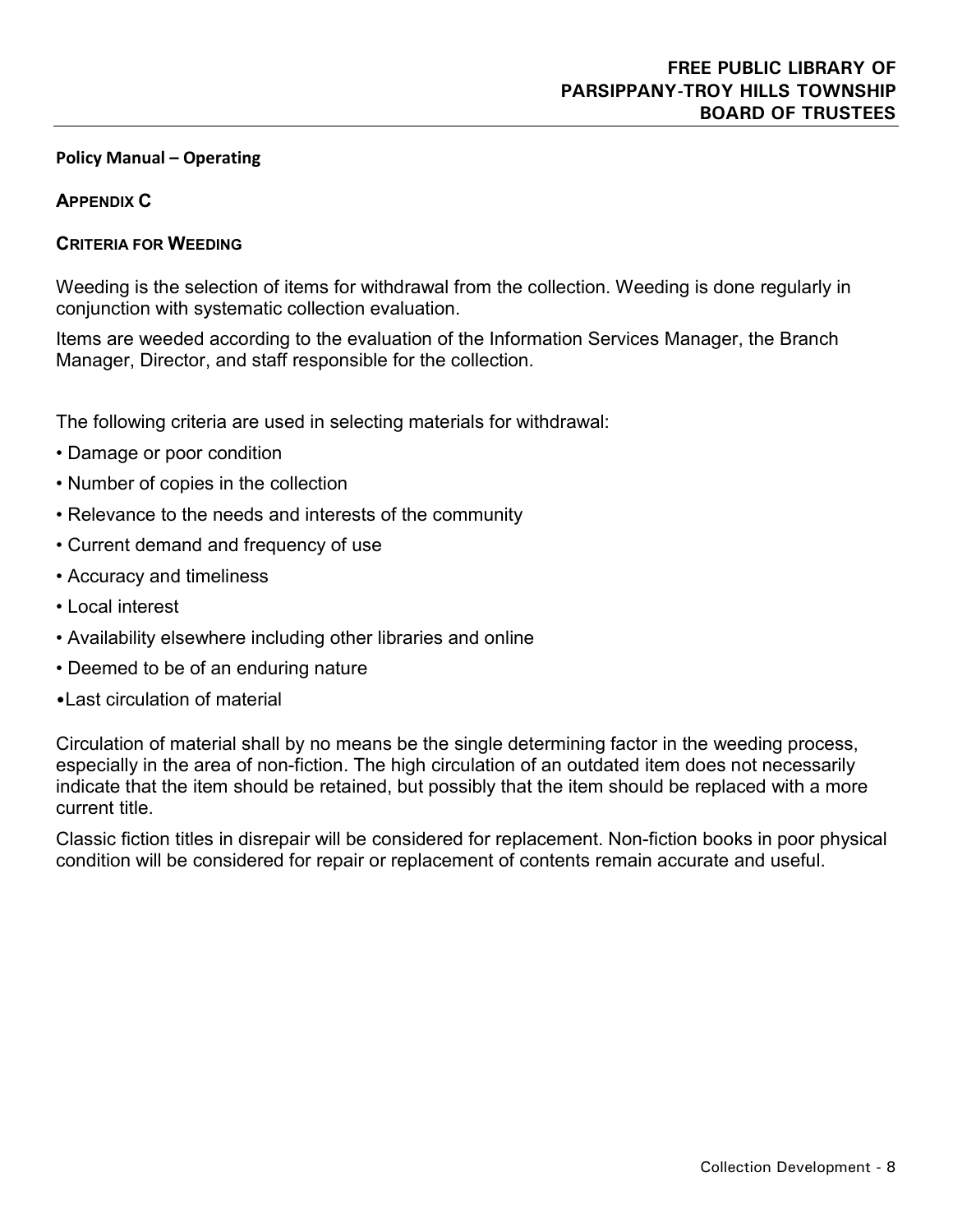**FREE PUBLIC LIBRARY OF PARSIPPANY-TROY HILLS TOWNSHIP BOARD OF TRUSTEES**

**Policy Manual – Operating**

## APPENDIX C

### CRITERIA FOR WEEDING

Weeding is the selection of items for withdrawal from the collection. Weeding is done regularly in conjunction with systematic collection evaluation.

Items are weeded according to the evaluation of the Information Services Manager, the Branch Manager, Director, and staff responsible for the collection.

The following criteria are used in selecting materials for withdrawal:

- Damage or poor condition
- Number of copies in the collection
- Relevance to the needs and interests of the community
- Current demand and frequency of use
- Accuracy and timeliness
- Local interest
- Availability elsewhere including other libraries and online
- Deemed to be of an enduring nature
- Last circulation of material

Circulation of material shall by no means be the single determining factor in the weeding process, especially in the area of non-fiction. The high circulation of an outdated item does not necessarily indicate that the item should be retained, but possibly that the item should be replaced with a more current title.

Classic fiction titles in disrepair will be considered for replacement. Non-fiction books in poor physical condition will be considered for repair or replacement of contents remain accurate and useful.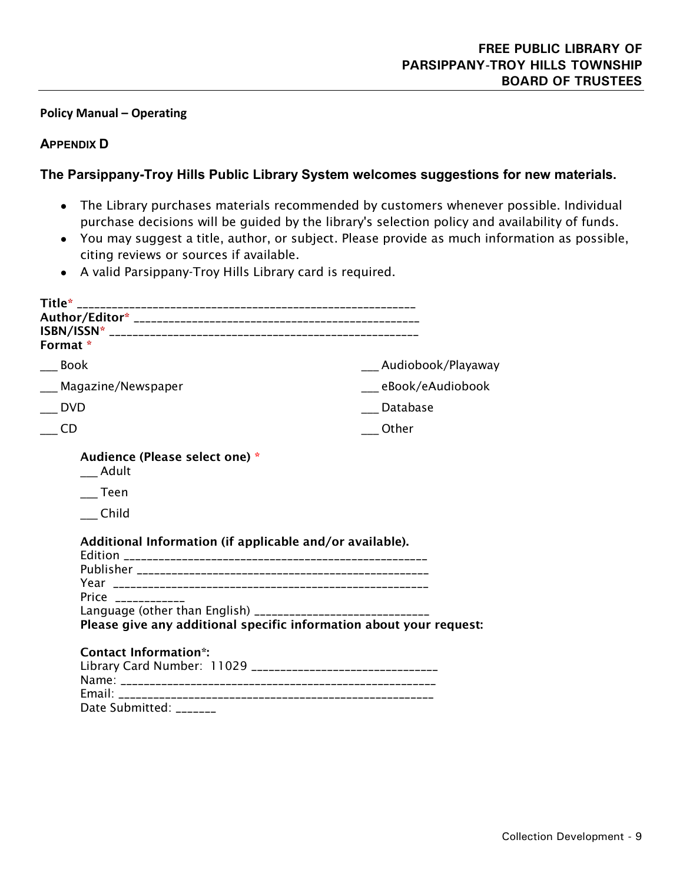**Policy Manual – Operating**

## APPENDIX D

### The Parsippany-Troy Hills Public Library System welcomes suggestions for new materials.

- The Library purchases materials recommended by customers whenever possible. Individual purchase decisions will be guided by the library's selection policy and availability of funds.
- You may suggest a title, author, or subject. Please provide as much information as possible, citing reviews or sources if available.
- A valid Parsippany-Troy Hills Library card is required.

**Title*** ________________________________________________________
**Author/Editor*** _______________________________________________
**ISBN/ISSN*** ___________________________________________________
**Format** *

___ Book
___ Magazine/Newspaper
___ DVD
___ CD
___ Audiobook/Playaway
___ eBook/eAudiobook
___ Database
___ Other

**Audience (Please select one)** *
___ Adult
___ Teen
___ Child

**Additional Information (if applicable and/or available).**
Edition __________________________________________________
Publisher ________________________________________________
Year ____________________________________________________
Price ___________
Language (other than English) ____________________________
**Please give any additional specific information about your request:**

**Contact Information*:**
Library Card Number: 11029 ______________________________
Name: __________________________________________________
Email: __________________________________________________
Date Submitted: _______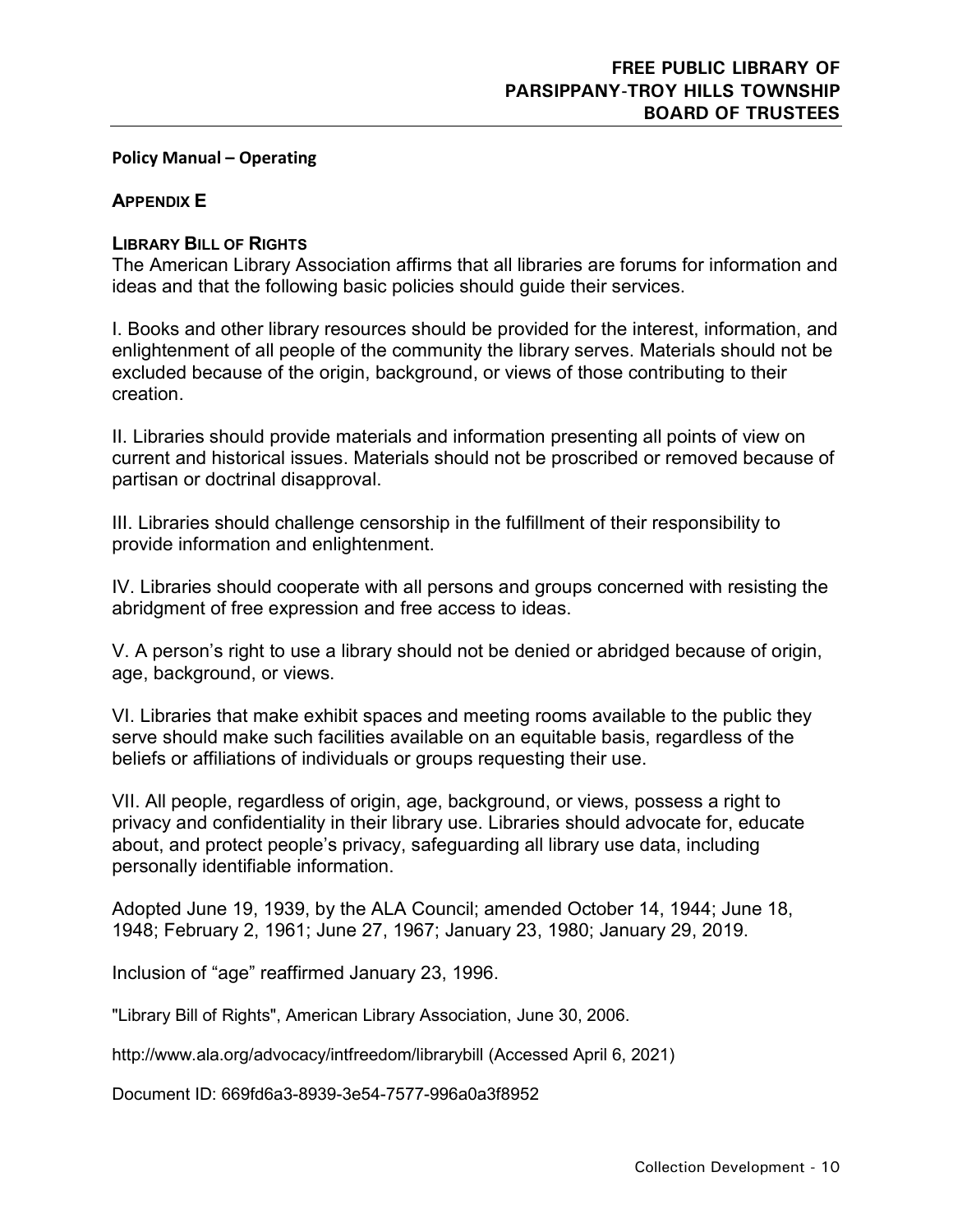**Policy Manual – Operating**

## APPENDIX E

### LIBRARY BILL OF RIGHTS

The American Library Association affirms that all libraries are forums for information and ideas and that the following basic policies should guide their services.

I. Books and other library resources should be provided for the interest, information, and enlightenment of all people of the community the library serves. Materials should not be excluded because of the origin, background, or views of those contributing to their creation.

II. Libraries should provide materials and information presenting all points of view on current and historical issues. Materials should not be proscribed or removed because of partisan or doctrinal disapproval.

III. Libraries should challenge censorship in the fulfillment of their responsibility to provide information and enlightenment.

IV. Libraries should cooperate with all persons and groups concerned with resisting the abridgment of free expression and free access to ideas.

V. A person's right to use a library should not be denied or abridged because of origin, age, background, or views.

VI. Libraries that make exhibit spaces and meeting rooms available to the public they serve should make such facilities available on an equitable basis, regardless of the beliefs or affiliations of individuals or groups requesting their use.

VII. All people, regardless of origin, age, background, or views, possess a right to privacy and confidentiality in their library use. Libraries should advocate for, educate about, and protect people's privacy, safeguarding all library use data, including personally identifiable information.

Adopted June 19, 1939, by the ALA Council; amended October 14, 1944; June 18, 1948; February 2, 1961; June 27, 1967; January 23, 1980; January 29, 2019.

Inclusion of "age" reaffirmed January 23, 1996.

"Library Bill of Rights", American Library Association, June 30, 2006.

http://www.ala.org/advocacy/intfreedom/librarybill (Accessed April 6, 2021)

Document ID: 669fd6a3-8939-3e54-7577-996a0a3f8952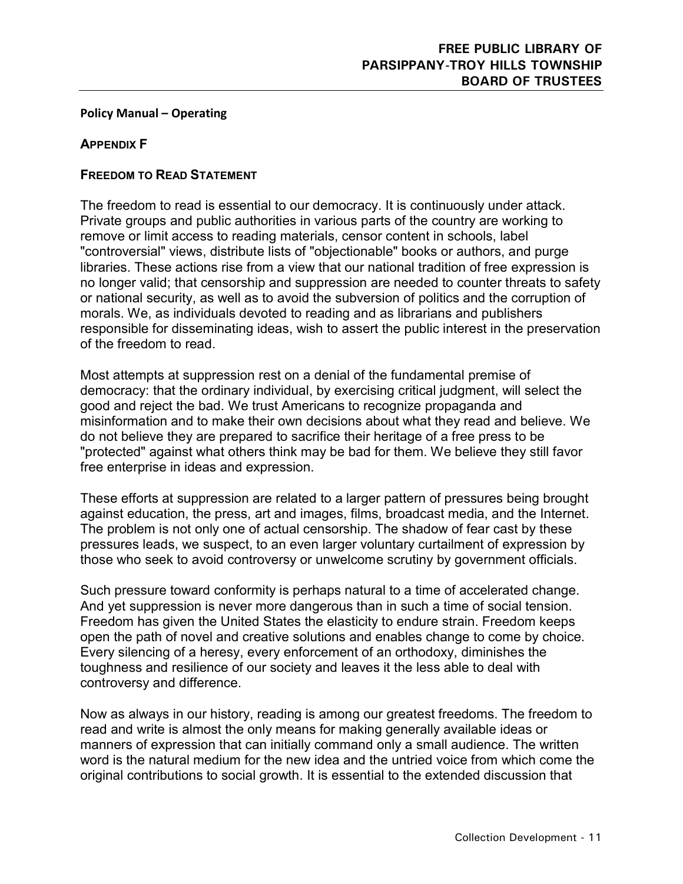**Policy Manual – Operating**

## APPENDIX F

### FREEDOM TO READ STATEMENT

The freedom to read is essential to our democracy. It is continuously under attack. Private groups and public authorities in various parts of the country are working to remove or limit access to reading materials, censor content in schools, label "controversial" views, distribute lists of "objectionable" books or authors, and purge libraries. These actions rise from a view that our national tradition of free expression is no longer valid; that censorship and suppression are needed to counter threats to safety or national security, as well as to avoid the subversion of politics and the corruption of morals. We, as individuals devoted to reading and as librarians and publishers responsible for disseminating ideas, wish to assert the public interest in the preservation of the freedom to read.

Most attempts at suppression rest on a denial of the fundamental premise of democracy: that the ordinary individual, by exercising critical judgment, will select the good and reject the bad. We trust Americans to recognize propaganda and misinformation and to make their own decisions about what they read and believe. We do not believe they are prepared to sacrifice their heritage of a free press to be "protected" against what others think may be bad for them. We believe they still favor free enterprise in ideas and expression.

These efforts at suppression are related to a larger pattern of pressures being brought against education, the press, art and images, films, broadcast media, and the Internet. The problem is not only one of actual censorship. The shadow of fear cast by these pressures leads, we suspect, to an even larger voluntary curtailment of expression by those who seek to avoid controversy or unwelcome scrutiny by government officials.

Such pressure toward conformity is perhaps natural to a time of accelerated change. And yet suppression is never more dangerous than in such a time of social tension. Freedom has given the United States the elasticity to endure strain. Freedom keeps open the path of novel and creative solutions and enables change to come by choice. Every silencing of a heresy, every enforcement of an orthodoxy, diminishes the toughness and resilience of our society and leaves it the less able to deal with controversy and difference.

Now as always in our history, reading is among our greatest freedoms. The freedom to read and write is almost the only means for making generally available ideas or manners of expression that can initially command only a small audience. The written word is the natural medium for the new idea and the untried voice from which come the original contributions to social growth. It is essential to the extended discussion that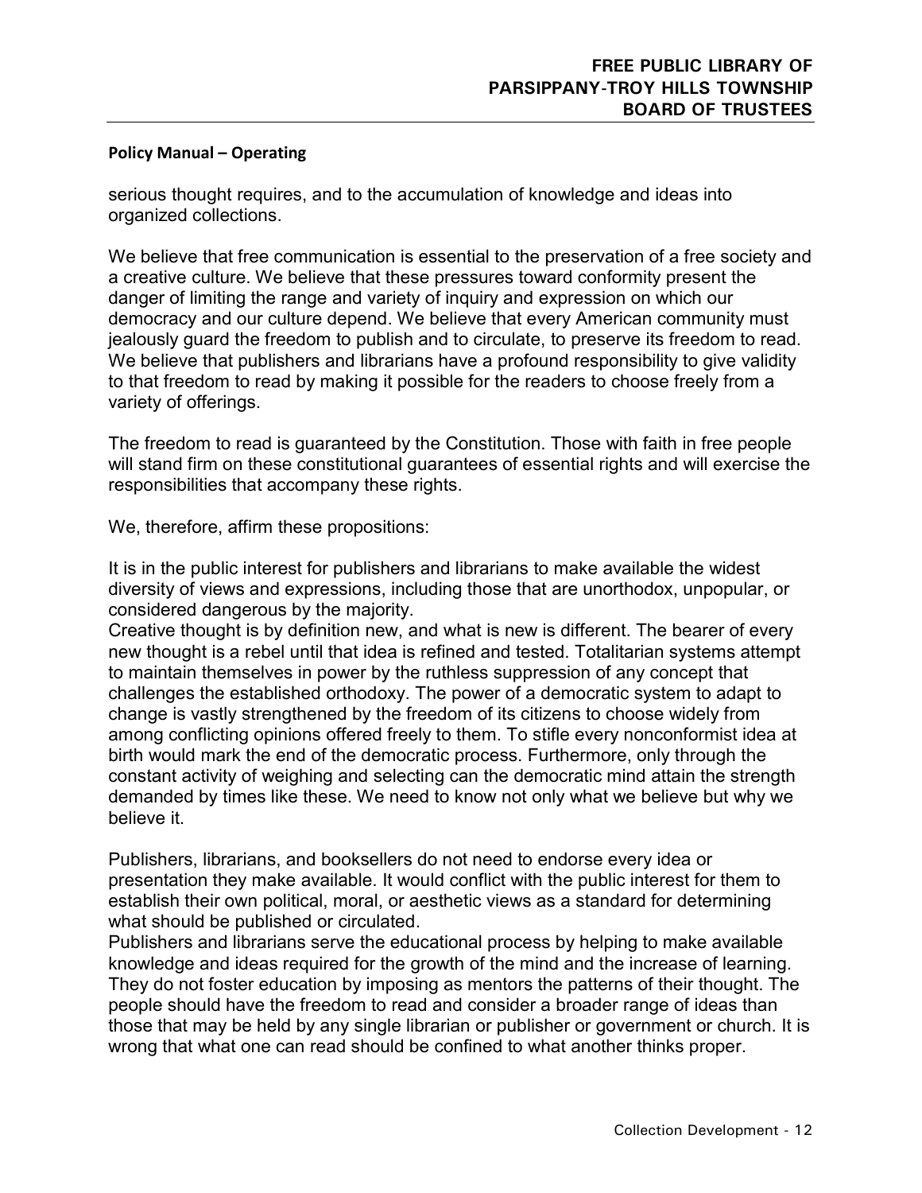serious thought requires, and to the accumulation of knowledge and ideas into organized collections.

We believe that free communication is essential to the preservation of a free society and a creative culture. We believe that these pressures toward conformity present the danger of limiting the range and variety of inquiry and expression on which our democracy and our culture depend. We believe that every American community must jealously guard the freedom to publish and to circulate, to preserve its freedom to read. We believe that publishers and librarians have a profound responsibility to give validity to that freedom to read by making it possible for the readers to choose freely from a variety of offerings.

The freedom to read is guaranteed by the Constitution. Those with faith in free people will stand firm on these constitutional guarantees of essential rights and will exercise the responsibilities that accompany these rights.

We, therefore, affirm these propositions:

It is in the public interest for publishers and librarians to make available the widest diversity of views and expressions, including those that are unorthodox, unpopular, or considered dangerous by the majority.
Creative thought is by definition new, and what is new is different. The bearer of every new thought is a rebel until that idea is refined and tested. Totalitarian systems attempt to maintain themselves in power by the ruthless suppression of any concept that challenges the established orthodoxy. The power of a democratic system to adapt to change is vastly strengthened by the freedom of its citizens to choose widely from among conflicting opinions offered freely to them. To stifle every nonconformist idea at birth would mark the end of the democratic process. Furthermore, only through the constant activity of weighing and selecting can the democratic mind attain the strength demanded by times like these. We need to know not only what we believe but why we believe it.

Publishers, librarians, and booksellers do not need to endorse every idea or presentation they make available. It would conflict with the public interest for them to establish their own political, moral, or aesthetic views as a standard for determining what should be published or circulated.
Publishers and librarians serve the educational process by helping to make available knowledge and ideas required for the growth of the mind and the increase of learning. They do not foster education by imposing as mentors the patterns of their thought. The people should have the freedom to read and consider a broader range of ideas than those that may be held by any single librarian or publisher or government or church. It is wrong that what one can read should be confined to what another thinks proper.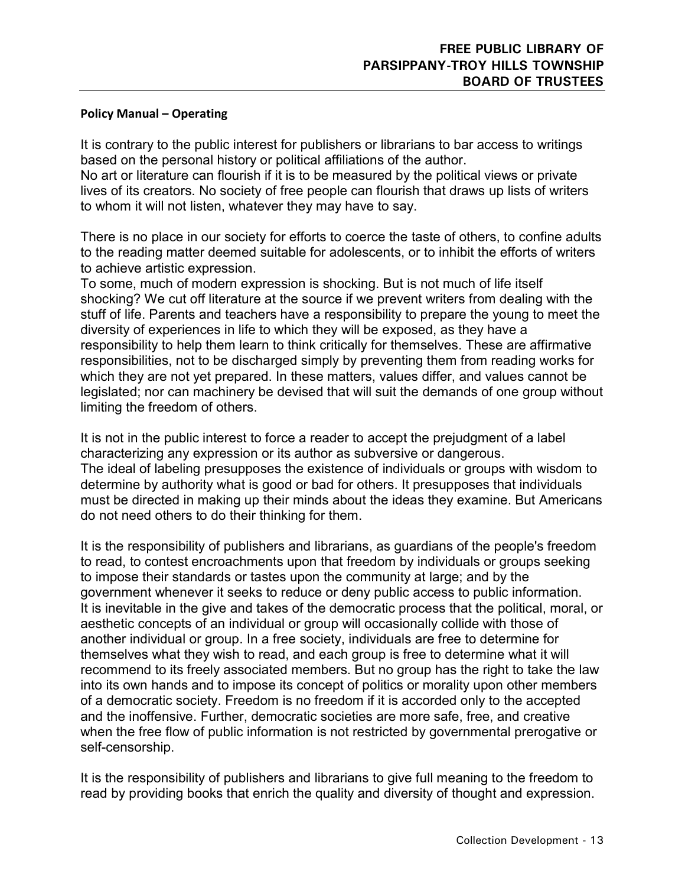**Policy Manual – Operating**

It is contrary to the public interest for publishers or librarians to bar access to writings based on the personal history or political affiliations of the author.
No art or literature can flourish if it is to be measured by the political views or private lives of its creators. No society of free people can flourish that draws up lists of writers to whom it will not listen, whatever they may have to say.

There is no place in our society for efforts to coerce the taste of others, to confine adults to the reading matter deemed suitable for adolescents, or to inhibit the efforts of writers to achieve artistic expression.
To some, much of modern expression is shocking. But is not much of life itself shocking? We cut off literature at the source if we prevent writers from dealing with the stuff of life. Parents and teachers have a responsibility to prepare the young to meet the diversity of experiences in life to which they will be exposed, as they have a responsibility to help them learn to think critically for themselves. These are affirmative responsibilities, not to be discharged simply by preventing them from reading works for which they are not yet prepared. In these matters, values differ, and values cannot be legislated; nor can machinery be devised that will suit the demands of one group without limiting the freedom of others.

It is not in the public interest to force a reader to accept the prejudgment of a label characterizing any expression or its author as subversive or dangerous.
The ideal of labeling presupposes the existence of individuals or groups with wisdom to determine by authority what is good or bad for others. It presupposes that individuals must be directed in making up their minds about the ideas they examine. But Americans do not need others to do their thinking for them.

It is the responsibility of publishers and librarians, as guardians of the people's freedom to read, to contest encroachments upon that freedom by individuals or groups seeking to impose their standards or tastes upon the community at large; and by the government whenever it seeks to reduce or deny public access to public information.
It is inevitable in the give and takes of the democratic process that the political, moral, or aesthetic concepts of an individual or group will occasionally collide with those of another individual or group. In a free society, individuals are free to determine for themselves what they wish to read, and each group is free to determine what it will recommend to its freely associated members. But no group has the right to take the law into its own hands and to impose its concept of politics or morality upon other members of a democratic society. Freedom is no freedom if it is accorded only to the accepted and the inoffensive. Further, democratic societies are more safe, free, and creative when the free flow of public information is not restricted by governmental prerogative or self-censorship.

It is the responsibility of publishers and librarians to give full meaning to the freedom to read by providing books that enrich the quality and diversity of thought and expression.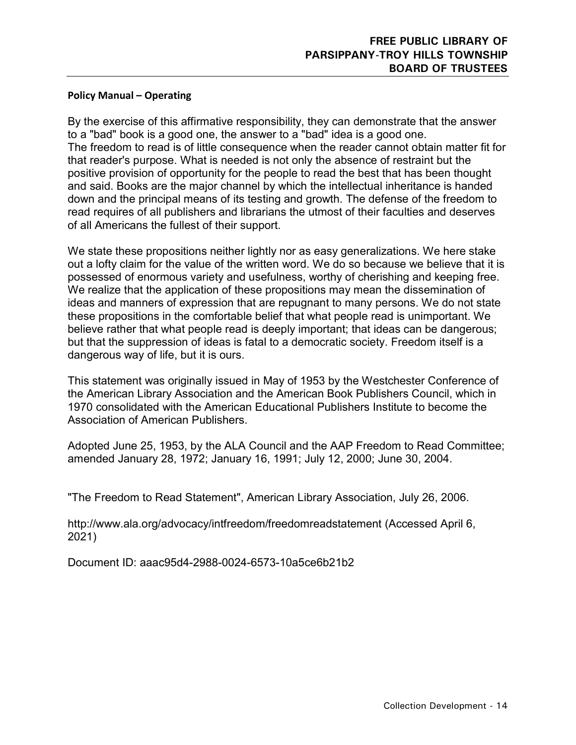**Policy Manual – Operating**

By the exercise of this affirmative responsibility, they can demonstrate that the answer to a "bad" book is a good one, the answer to a "bad" idea is a good one.
The freedom to read is of little consequence when the reader cannot obtain matter fit for that reader's purpose. What is needed is not only the absence of restraint but the positive provision of opportunity for the people to read the best that has been thought and said. Books are the major channel by which the intellectual inheritance is handed down and the principal means of its testing and growth. The defense of the freedom to read requires of all publishers and librarians the utmost of their faculties and deserves of all Americans the fullest of their support.

We state these propositions neither lightly nor as easy generalizations. We here stake out a lofty claim for the value of the written word. We do so because we believe that it is possessed of enormous variety and usefulness, worthy of cherishing and keeping free. We realize that the application of these propositions may mean the dissemination of ideas and manners of expression that are repugnant to many persons. We do not state these propositions in the comfortable belief that what people read is unimportant. We believe rather that what people read is deeply important; that ideas can be dangerous; but that the suppression of ideas is fatal to a democratic society. Freedom itself is a dangerous way of life, but it is ours.

This statement was originally issued in May of 1953 by the Westchester Conference of the American Library Association and the American Book Publishers Council, which in 1970 consolidated with the American Educational Publishers Institute to become the Association of American Publishers.

Adopted June 25, 1953, by the ALA Council and the AAP Freedom to Read Committee; amended January 28, 1972; January 16, 1991; July 12, 2000; June 30, 2004.

"The Freedom to Read Statement", American Library Association, July 26, 2006.

http://www.ala.org/advocacy/intfreedom/freedomreadstatement (Accessed April 6, 2021)

Document ID: aaac95d4-2988-0024-6573-10a5ce6b21b2